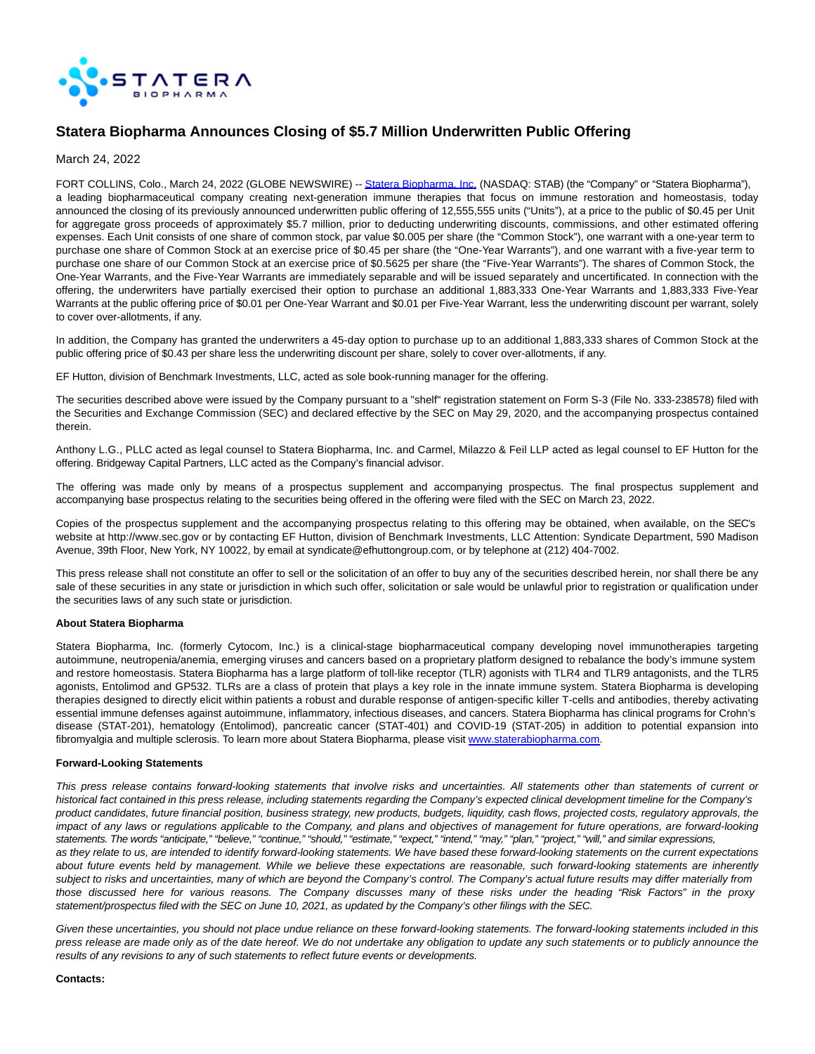# Statera Biopharma Announces Closing of $5.7 Million Underwritten Public Offering

March 24, 2022

FORT COLLINS, Colo., March 24, 2022 (GLOBE NEWSWIRE) -- Statera Biopharma, Inc. (NASDAQ: STAB) (the "Company" or "Statera Biopharma"), a leading biopharmaceutical company creating next-generation immune therapies that focus on immune restoration and homeostasis, today announced the closing of its previously announced underwritten public offering of 12,555,555 units ("Units"), at a price to the public of $0.45 per Unit for aggregate gross proceeds of approximately $5.7 million, prior to deducting underwriting discounts, commissions, and other estimated offering expenses. Each Unit consists of one share of common stock, par value $0.005 per share (the "Common Stock"), one warrant with a one-year term to purchase one share of Common Stock at an exercise price of $0.45 per share (the "One-Year Warrants"), and one warrant with a five-year term to purchase one share of our Common Stock at an exercise price of $0.5625 per share (the "Five-Year Warrants"). The shares of Common Stock, the One-Year Warrants, and the Five-Year Warrants are immediately separable and will be issued separately and uncertificated. In connection with the offering, the underwriters have partially exercised their option to purchase an additional 1,883,333 One-Year Warrants and 1,883,333 Five-Year Warrants at the public offering price of $0.01 per One-Year Warrant and $0.01 per Five-Year Warrant, less the underwriting discount per warrant, solely to cover over-allotments, if any.

In addition, the Company has granted the underwriters a 45-day option to purchase up to an additional 1,883,333 shares of Common Stock at the public offering price of $0.43 per share less the underwriting discount per share, solely to cover over-allotments, if any.

EF Hutton, division of Benchmark Investments, LLC, acted as sole book-running manager for the offering.

The securities described above were issued by the Company pursuant to a "shelf" registration statement on Form S-3 (File No. 333-238578) filed with the Securities and Exchange Commission (SEC) and declared effective by the SEC on May 29, 2020, and the accompanying prospectus contained therein.

Anthony L.G., PLLC acted as legal counsel to Statera Biopharma, Inc. and Carmel, Milazzo & Feil LLP acted as legal counsel to EF Hutton for the offering. Bridgeway Capital Partners, LLC acted as the Company's financial advisor.

The offering was made only by means of a prospectus supplement and accompanying prospectus. The final prospectus supplement and accompanying base prospectus relating to the securities being offered in the offering were filed with the SEC on March 23, 2022.

Copies of the prospectus supplement and the accompanying prospectus relating to this offering may be obtained, when available, on the SEC's website at http://www.sec.gov or by contacting EF Hutton, division of Benchmark Investments, LLC Attention: Syndicate Department, 590 Madison Avenue, 39th Floor, New York, NY 10022, by email at syndicate@efhuttongroup.com, or by telephone at (212) 404-7002.

This press release shall not constitute an offer to sell or the solicitation of an offer to buy any of the securities described herein, nor shall there be any sale of these securities in any state or jurisdiction in which such offer, solicitation or sale would be unlawful prior to registration or qualification under the securities laws of any such state or jurisdiction.

**About Statera Biopharma**

Statera Biopharma, Inc. (formerly Cytocom, Inc.) is a clinical-stage biopharmaceutical company developing novel immunotherapies targeting autoimmune, neutropenia/anemia, emerging viruses and cancers based on a proprietary platform designed to rebalance the body's immune system and restore homeostasis. Statera Biopharma has a large platform of toll-like receptor (TLR) agonists with TLR4 and TLR9 antagonists, and the TLR5 agonists, Entolimod and GP532. TLRs are a class of protein that plays a key role in the innate immune system. Statera Biopharma is developing therapies designed to directly elicit within patients a robust and durable response of antigen-specific killer T-cells and antibodies, thereby activating essential immune defenses against autoimmune, inflammatory, infectious diseases, and cancers. Statera Biopharma has clinical programs for Crohn's disease (STAT-201), hematology (Entolimod), pancreatic cancer (STAT-401) and COVID-19 (STAT-205) in addition to potential expansion into fibromyalgia and multiple sclerosis. To learn more about Statera Biopharma, please visit www.staterabiopharma.com.

**Forward-Looking Statements**

*This press release contains forward-looking statements that involve risks and uncertainties. All statements other than statements of current or historical fact contained in this press release, including statements regarding the Company's expected clinical development timeline for the Company's product candidates, future financial position, business strategy, new products, budgets, liquidity, cash flows, projected costs, regulatory approvals, the impact of any laws or regulations applicable to the Company, and plans and objectives of management for future operations, are forward-looking statements. The words "anticipate," "believe," "continue," "should," "estimate," "expect," "intend," "may," "plan," "project," "will," and similar expressions, as they relate to us, are intended to identify forward-looking statements. We have based these forward-looking statements on the current expectations about future events held by management. While we believe these expectations are reasonable, such forward-looking statements are inherently subject to risks and uncertainties, many of which are beyond the Company's control. The Company's actual future results may differ materially from those discussed here for various reasons. The Company discusses many of these risks under the heading "Risk Factors" in the proxy statement/prospectus filed with the SEC on June 10, 2021, as updated by the Company's other filings with the SEC.*

*Given these uncertainties, you should not place undue reliance on these forward-looking statements. The forward-looking statements included in this press release are made only as of the date hereof. We do not undertake any obligation to update any such statements or to publicly announce the results of any revisions to any of such statements to reflect future events or developments.*

**Contacts:**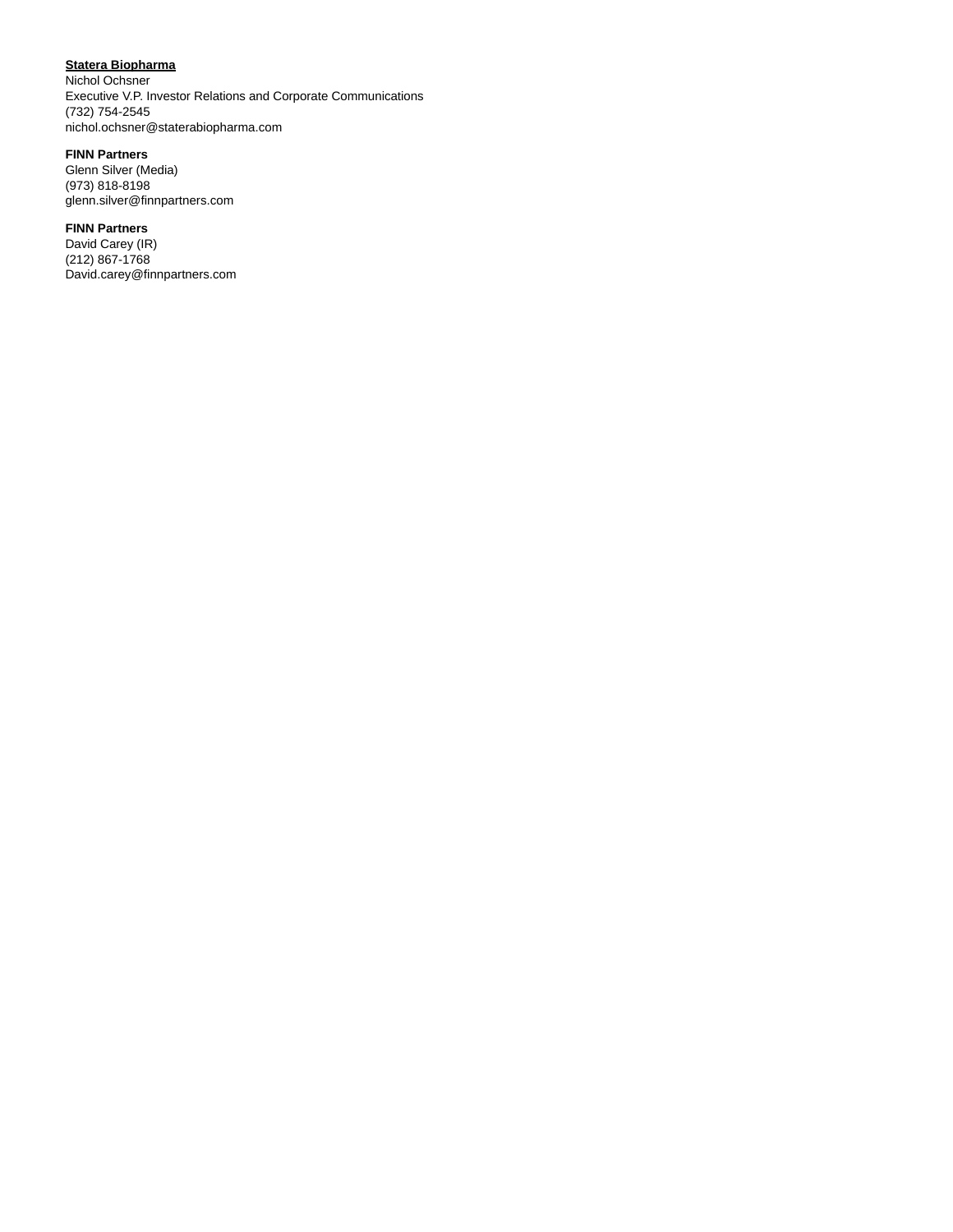**Statera Biopharma**
Nichol Ochsner
Executive V.P. Investor Relations and Corporate Communications
(732) 754-2545
nichol.ochsner@staterabiopharma.com

**FINN Partners**
Glenn Silver (Media)
(973) 818-8198
glenn.silver@finnpartners.com

**FINN Partners**
David Carey (IR)
(212) 867-1768
David.carey@finnpartners.com